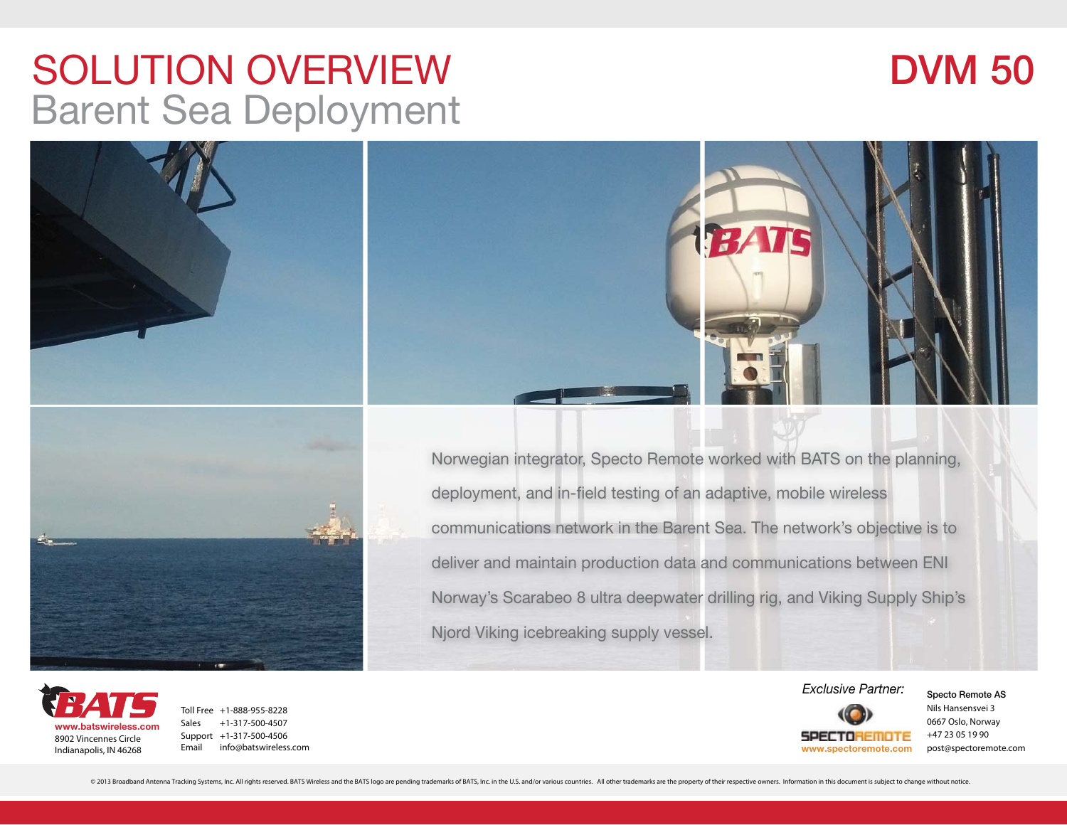# SOLUTION OVERVIEW

## Barent Sea Deployment

# DVM 50

Norwegian integrator, Specto Remote worked with BATS on the planning, deployment, and in-field testing of an adaptive, mobile wireless communications network in the Barent Sea. The network's objective is to deliver and maintain production data and communications between ENI Norway's Scarabeo 8 ultra deepwater drilling rig, and Viking Supply Ship's Njord Viking icebreaking supply vessel.

**BATS**
www.batswireless.com
8902 Vincennes Circle
Indianapolis, IN 46268

Toll Free +1-888-955-8228
Sales +1-317-500-4507
Support +1-317-500-4506
Email info@batswireless.com

*Exclusive Partner:*

SPECTOREMOTE
www.spectoremote.com

**Specto Remote AS**
Nils Hansensvei 3
0667 Oslo, Norway
+47 23 05 19 90
post@spectoremote.com

© 2013 Broadband Antenna Tracking Systems, Inc. All rights reserved. BATS Wireless and the BATS logo are pending trademarks of BATS, Inc. in the U.S. and/or various countries. All other trademarks are the property of their respective owners. Information in this document is subject to change without notice.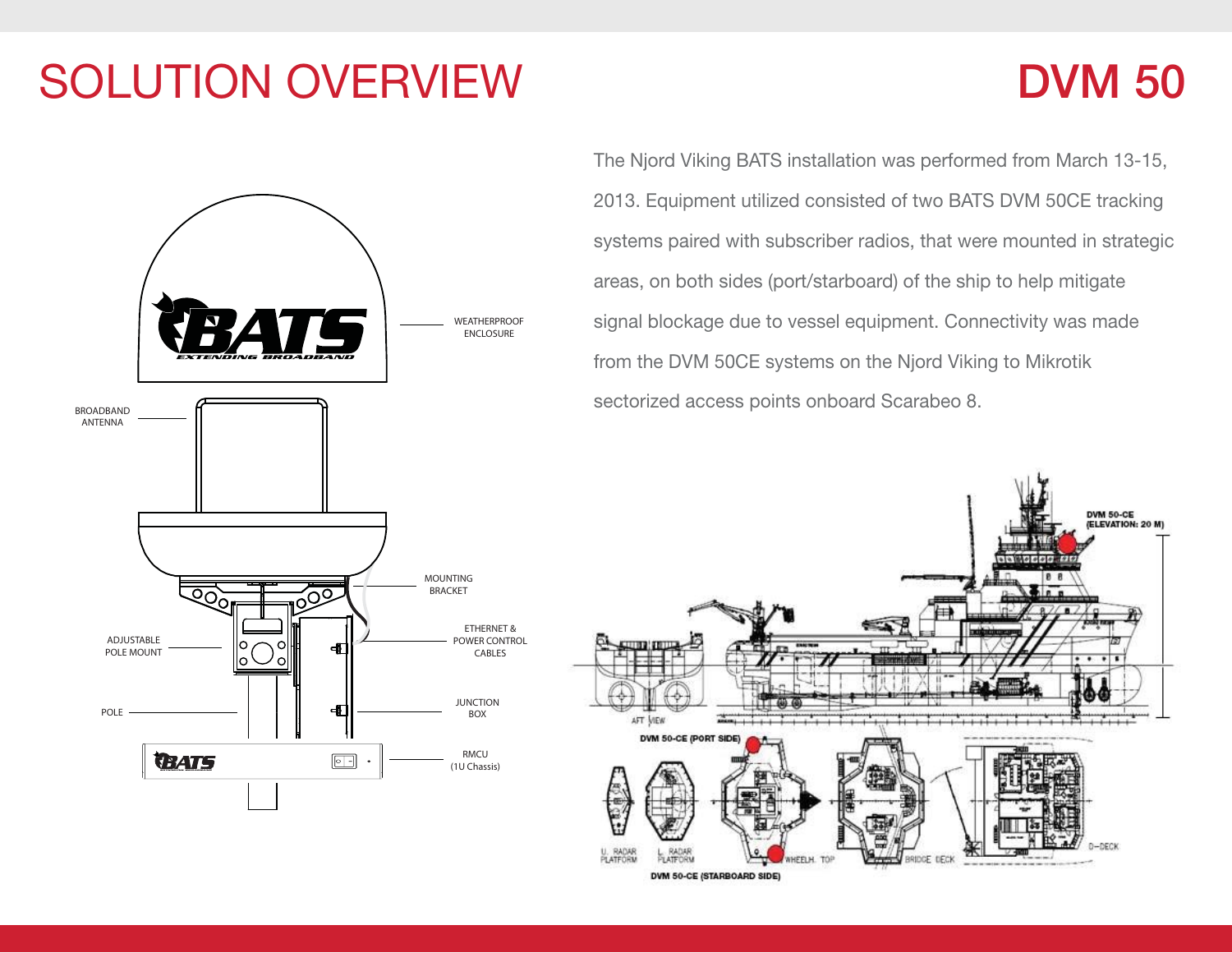# SOLUTION OVERVIEW

# DVM 50

The Njord Viking BATS installation was performed from March 13-15, 2013. Equipment utilized consisted of two BATS DVM 50CE tracking systems paired with subscriber radios, that were mounted in strategic areas, on both sides (port/starboard) of the ship to help mitigate signal blockage due to vessel equipment. Connectivity was made from the DVM 50CE systems on the Njord Viking to Mikrotik sectorized access points onboard Scarabeo 8.

WEATHERPROOF ENCLOSURE

BROADBAND ANTENNA

MOUNTING BRACKET

ETHERNET & POWER CONTROL CABLES

ADJUSTABLE POLE MOUNT

JUNCTION BOX

POLE

RMCU (1U Chassis)

DVM 50-CE (ELEVATION: 20 M)

AFT VIEW

DVM 50-CE (PORT SIDE)

U. RADAR PLATFORM

L. RADAR PLATFORM

WHEELH. TOP

BRIDGE DECK

D-DECK

DVM 50-CE (STARBOARD SIDE)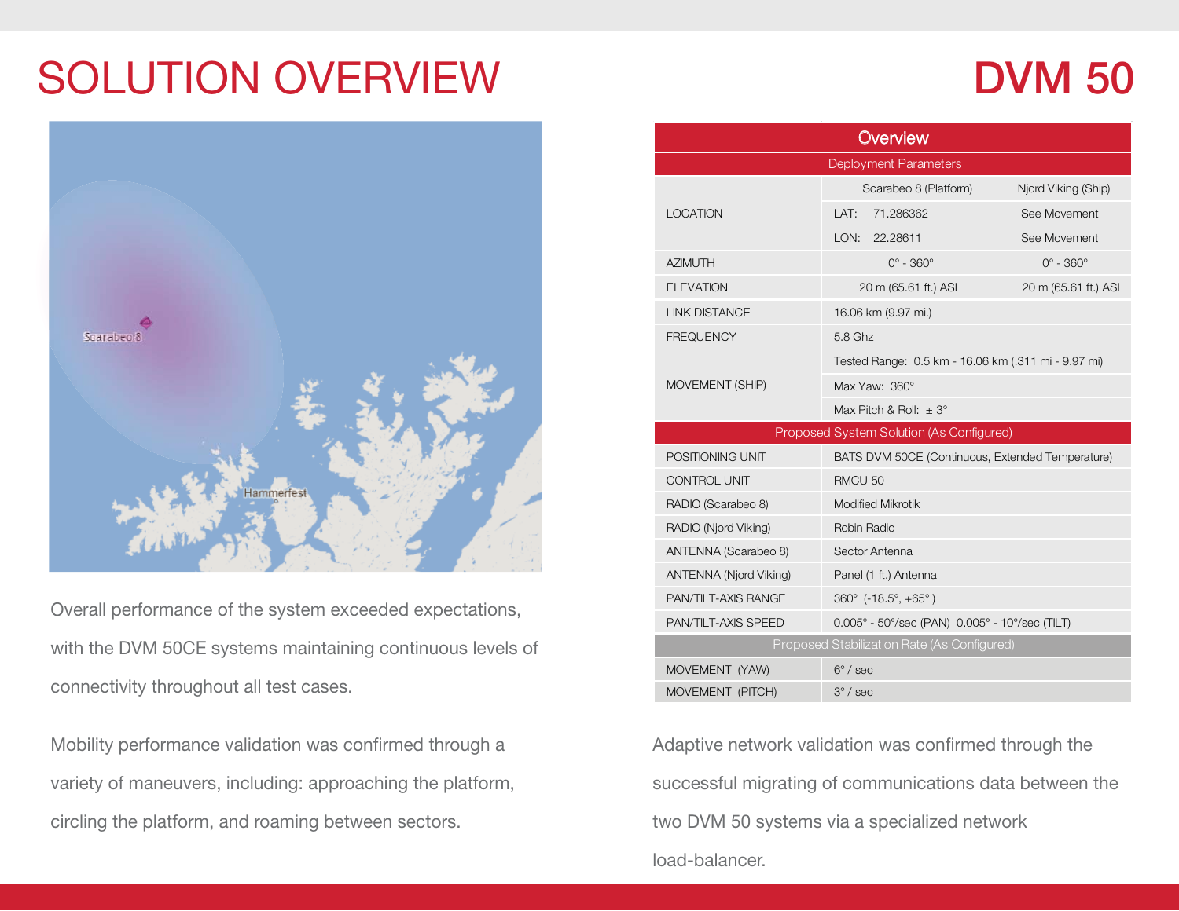# SOLUTION OVERVIEW

# DVM 50

Scarabeo 8

Hammerfest

Overall performance of the system exceeded expectations, with the DVM 50CE systems maintaining continuous levels of connectivity throughout all test cases.

Mobility performance validation was confirmed through a variety of maneuvers, including: approaching the platform, circling the platform, and roaming between sectors.

| Overview | | |
|---|---|---|
| Deployment Parameters | | |
| | Scarabeo 8 (Platform) | Njord Viking (Ship) |
| LOCATION | LAT: 71.286362 | See Movement |
| | LON: 22.28611 | See Movement |
| AZIMUTH | 0° - 360° | 0° - 360° |
| ELEVATION | 20 m (65.61 ft.) ASL | 20 m (65.61 ft.) ASL |
| LINK DISTANCE | 16.06 km (9.97 mi.) | |
| FREQUENCY | 5.8 Ghz | |
| MOVEMENT (SHIP) | Tested Range: 0.5 km - 16.06 km (.311 mi - 9.97 mi) | |
| | Max Yaw: 360° | |
| | Max Pitch & Roll: ± 3° | |
| Proposed System Solution (As Configured) | | |
| POSITIONING UNIT | BATS DVM 50CE (Continuous, Extended Temperature) | |
| CONTROL UNIT | RMCU 50 | |
| RADIO (Scarabeo 8) | Modified Mikrotik | |
| RADIO (Njord Viking) | Robin Radio | |
| ANTENNA (Scarabeo 8) | Sector Antenna | |
| ANTENNA (Njord Viking) | Panel (1 ft.) Antenna | |
| PAN/TILT-AXIS RANGE | 360° (-18.5°, +65°) | |
| PAN/TILT-AXIS SPEED | 0.005° - 50°/sec (PAN) 0.005° - 10°/sec (TILT) | |
| Proposed Stabilization Rate (As Configured) | | |
| MOVEMENT (YAW) | 6° / sec | |
| MOVEMENT (PITCH) | 3° / sec | |

Adaptive network validation was confirmed through the successful migrating of communications data between the two DVM 50 systems via a specialized network load-balancer.